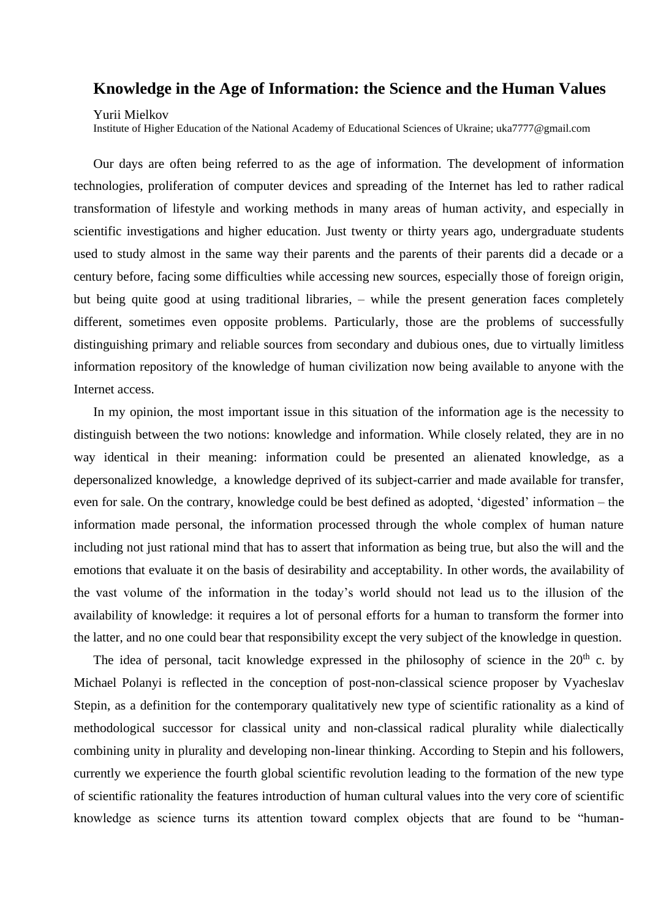# Knowledge in the Age of Information: the Science and the Human Values

Yurii Mielkov

Institute of Higher Education of the National Academy of Educational Sciences of Ukraine; uka7777@gmail.com

Our days are often being referred to as the age of information. The development of information technologies, proliferation of computer devices and spreading of the Internet has led to rather radical transformation of lifestyle and working methods in many areas of human activity, and especially in scientific investigations and higher education. Just twenty or thirty years ago, undergraduate students used to study almost in the same way their parents and the parents of their parents did a decade or a century before, facing some difficulties while accessing new sources, especially those of foreign origin, but being quite good at using traditional libraries, – while the present generation faces completely different, sometimes even opposite problems. Particularly, those are the problems of successfully distinguishing primary and reliable sources from secondary and dubious ones, due to virtually limitless information repository of the knowledge of human civilization now being available to anyone with the Internet access.

In my opinion, the most important issue in this situation of the information age is the necessity to distinguish between the two notions: knowledge and information. While closely related, they are in no way identical in their meaning: information could be presented an alienated knowledge, as a depersonalized knowledge, a knowledge deprived of its subject-carrier and made available for transfer, even for sale. On the contrary, knowledge could be best defined as adopted, 'digested' information – the information made personal, the information processed through the whole complex of human nature including not just rational mind that has to assert that information as being true, but also the will and the emotions that evaluate it on the basis of desirability and acceptability. In other words, the availability of the vast volume of the information in the today's world should not lead us to the illusion of the availability of knowledge: it requires a lot of personal efforts for a human to transform the former into the latter, and no one could bear that responsibility except the very subject of the knowledge in question.

The idea of personal, tacit knowledge expressed in the philosophy of science in the 20th c. by Michael Polanyi is reflected in the conception of post-non-classical science proposer by Vyacheslav Stepin, as a definition for the contemporary qualitatively new type of scientific rationality as a kind of methodological successor for classical unity and non-classical radical plurality while dialectically combining unity in plurality and developing non-linear thinking. According to Stepin and his followers, currently we experience the fourth global scientific revolution leading to the formation of the new type of scientific rationality the features introduction of human cultural values into the very core of scientific knowledge as science turns its attention toward complex objects that are found to be "human-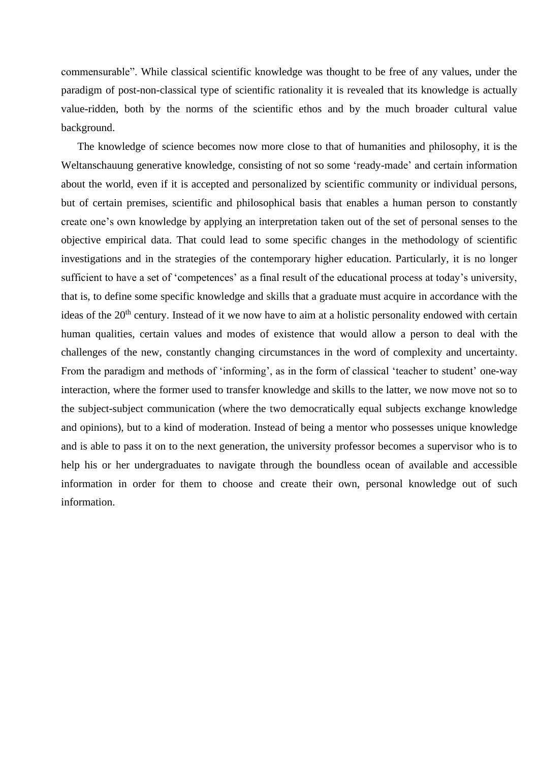commensurable". While classical scientific knowledge was thought to be free of any values, under the paradigm of post-non-classical type of scientific rationality it is revealed that its knowledge is actually value-ridden, both by the norms of the scientific ethos and by the much broader cultural value background.

The knowledge of science becomes now more close to that of humanities and philosophy, it is the Weltanschauung generative knowledge, consisting of not so some 'ready-made' and certain information about the world, even if it is accepted and personalized by scientific community or individual persons, but of certain premises, scientific and philosophical basis that enables a human person to constantly create one's own knowledge by applying an interpretation taken out of the set of personal senses to the objective empirical data. That could lead to some specific changes in the methodology of scientific investigations and in the strategies of the contemporary higher education. Particularly, it is no longer sufficient to have a set of 'competences' as a final result of the educational process at today's university, that is, to define some specific knowledge and skills that a graduate must acquire in accordance with the ideas of the 20th century. Instead of it we now have to aim at a holistic personality endowed with certain human qualities, certain values and modes of existence that would allow a person to deal with the challenges of the new, constantly changing circumstances in the word of complexity and uncertainty. From the paradigm and methods of 'informing', as in the form of classical 'teacher to student' one-way interaction, where the former used to transfer knowledge and skills to the latter, we now move not so to the subject-subject communication (where the two democratically equal subjects exchange knowledge and opinions), but to a kind of moderation. Instead of being a mentor who possesses unique knowledge and is able to pass it on to the next generation, the university professor becomes a supervisor who is to help his or her undergraduates to navigate through the boundless ocean of available and accessible information in order for them to choose and create their own, personal knowledge out of such information.